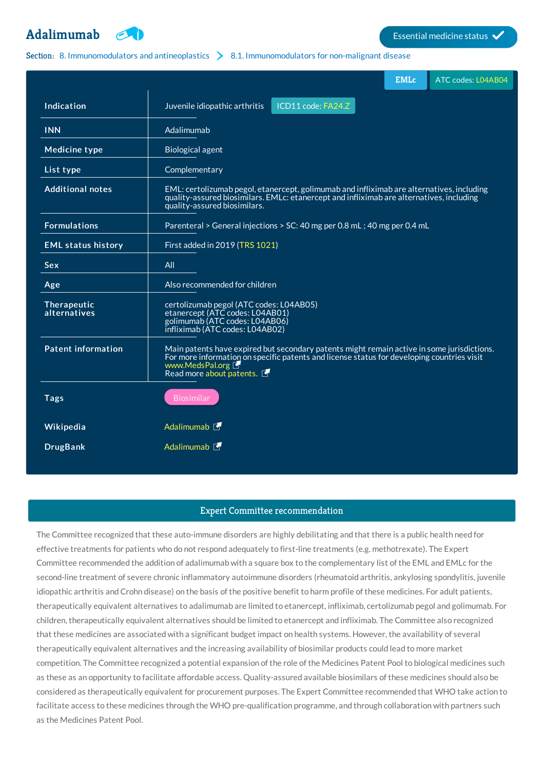# Adalimumab

Essential medicine status ✓

**Section:** 8. Immunomodulators and antineoplastics > 8.1. Immunomodulators for non-malignant disease

EMLc | ATC codes: L04AB04

| | |
|---|---|
| **Indication** | Juvenile idiopathic arthritis ICD11 code: FA24.Z |
| **INN** | Adalimumab |
| **Medicine type** | Biological agent |
| **List type** | Complementary |
| **Additional notes** | EML: certolizumab pegol, etanercept, golimumab and infliximab are alternatives, including quality-assured biosimilars. EMLc: etanercept and infliximab are alternatives, including quality-assured biosimilars. |
| **Formulations** | Parenteral > General injections > SC: 40 mg per 0.8 mL ; 40 mg per 0.4 mL |
| **EML status history** | First added in 2019 (TRS 1021) |
| **Sex** | All |
| **Age** | Also recommended for children |
| **Therapeutic alternatives** | certolizumab pegol (ATC codes: L04AB05)<br>etanercept (ATC codes: L04AB01)<br>golimumab (ATC codes: L04AB06)<br>infliximab (ATC codes: L04AB02) |
| **Patent information** | Main patents have expired but secondary patents might remain active in some jurisdictions. For more information on specific patents and license status for developing countries visit www.MedsPal.org<br>Read more about patents. |
| **Tags** | Biosimilar |
| **Wikipedia** | Adalimumab |
| **DrugBank** | Adalimumab |

## Expert Committee recommendation

The Committee recognized that these auto-immune disorders are highly debilitating and that there is a public health need for effective treatments for patients who do not respond adequately to first-line treatments (e.g. methotrexate). The Expert Committee recommended the addition of adalimumab with a square box to the complementary list of the EML and EMLc for the second-line treatment of severe chronic inflammatory autoimmune disorders (rheumatoid arthritis, ankylosing spondylitis, juvenile idiopathic arthritis and Crohn disease) on the basis of the positive benefit to harm profile of these medicines. For adult patients, therapeutically equivalent alternatives to adalimumab are limited to etanercept, infliximab, certolizumab pegol and golimumab. For children, therapeutically equivalent alternatives should be limited to etanercept and infliximab. The Committee also recognized that these medicines are associated with a significant budget impact on health systems. However, the availability of several therapeutically equivalent alternatives and the increasing availability of biosimilar products could lead to more market competition. The Committee recognized a potential expansion of the role of the Medicines Patent Pool to biological medicines such as these as an opportunity to facilitate affordable access. Quality-assured available biosimilars of these medicines should also be considered as therapeutically equivalent for procurement purposes. The Expert Committee recommended that WHO take action to facilitate access to these medicines through the WHO pre-qualification programme, and through collaboration with partners such as the Medicines Patent Pool.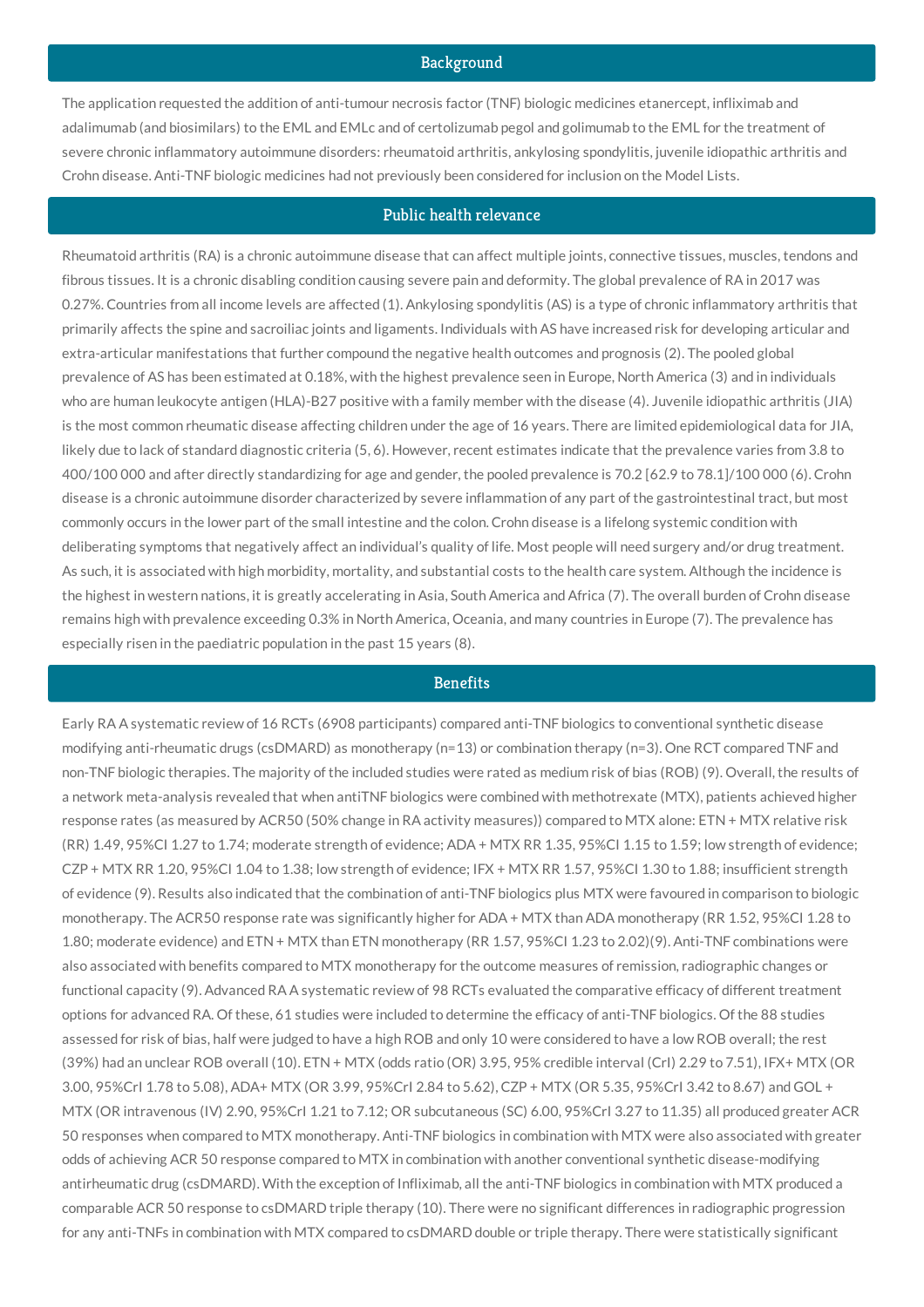## Background

The application requested the addition of anti-tumour necrosis factor (TNF) biologic medicines etanercept, infliximab and adalimumab (and biosimilars) to the EML and EMLc and of certolizumab pegol and golimumab to the EML for the treatment of severe chronic inflammatory autoimmune disorders: rheumatoid arthritis, ankylosing spondylitis, juvenile idiopathic arthritis and Crohn disease. Anti-TNF biologic medicines had not previously been considered for inclusion on the Model Lists.

## Public health relevance

Rheumatoid arthritis (RA) is a chronic autoimmune disease that can affect multiple joints, connective tissues, muscles, tendons and fibrous tissues. It is a chronic disabling condition causing severe pain and deformity. The global prevalence of RA in 2017 was 0.27%. Countries from all income levels are affected (1). Ankylosing spondylitis (AS) is a type of chronic inflammatory arthritis that primarily affects the spine and sacroiliac joints and ligaments. Individuals with AS have increased risk for developing articular and extra-articular manifestations that further compound the negative health outcomes and prognosis (2). The pooled global prevalence of AS has been estimated at 0.18%, with the highest prevalence seen in Europe, North America (3) and in individuals who are human leukocyte antigen (HLA)-B27 positive with a family member with the disease (4). Juvenile idiopathic arthritis (JIA) is the most common rheumatic disease affecting children under the age of 16 years. There are limited epidemiological data for JIA, likely due to lack of standard diagnostic criteria (5, 6). However, recent estimates indicate that the prevalence varies from 3.8 to 400/100 000 and after directly standardizing for age and gender, the pooled prevalence is 70.2 [62.9 to 78.1]/100 000 (6). Crohn disease is a chronic autoimmune disorder characterized by severe inflammation of any part of the gastrointestinal tract, but most commonly occurs in the lower part of the small intestine and the colon. Crohn disease is a lifelong systemic condition with deliberating symptoms that negatively affect an individual's quality of life. Most people will need surgery and/or drug treatment. As such, it is associated with high morbidity, mortality, and substantial costs to the health care system. Although the incidence is the highest in western nations, it is greatly accelerating in Asia, South America and Africa (7). The overall burden of Crohn disease remains high with prevalence exceeding 0.3% in North America, Oceania, and many countries in Europe (7). The prevalence has especially risen in the paediatric population in the past 15 years (8).

## Benefits

Early RA A systematic review of 16 RCTs (6908 participants) compared anti-TNF biologics to conventional synthetic disease modifying anti-rheumatic drugs (csDMARD) as monotherapy (n=13) or combination therapy (n=3). One RCT compared TNF and non-TNF biologic therapies. The majority of the included studies were rated as medium risk of bias (ROB) (9). Overall, the results of a network meta-analysis revealed that when antiTNF biologics were combined with methotrexate (MTX), patients achieved higher response rates (as measured by ACR50 (50% change in RA activity measures)) compared to MTX alone: ETN + MTX relative risk (RR) 1.49, 95%CI 1.27 to 1.74; moderate strength of evidence; ADA + MTX RR 1.35, 95%CI 1.15 to 1.59; low strength of evidence; CZP + MTX RR 1.20, 95%CI 1.04 to 1.38; low strength of evidence; IFX + MTX RR 1.57, 95%CI 1.30 to 1.88; insufficient strength of evidence (9). Results also indicated that the combination of anti-TNF biologics plus MTX were favoured in comparison to biologic monotherapy. The ACR50 response rate was significantly higher for ADA + MTX than ADA monotherapy (RR 1.52, 95%CI 1.28 to 1.80; moderate evidence) and ETN + MTX than ETN monotherapy (RR 1.57, 95%CI 1.23 to 2.02)(9). Anti-TNF combinations were also associated with benefits compared to MTX monotherapy for the outcome measures of remission, radiographic changes or functional capacity (9). Advanced RA A systematic review of 98 RCTs evaluated the comparative efficacy of different treatment options for advanced RA. Of these, 61 studies were included to determine the efficacy of anti-TNF biologics. Of the 88 studies assessed for risk of bias, half were judged to have a high ROB and only 10 were considered to have a low ROB overall; the rest (39%) had an unclear ROB overall (10). ETN + MTX (odds ratio (OR) 3.95, 95% credible interval (CrI) 2.29 to 7.51), IFX+ MTX (OR 3.00, 95%CrI 1.78 to 5.08), ADA+ MTX (OR 3.99, 95%CrI 2.84 to 5.62), CZP + MTX (OR 5.35, 95%CrI 3.42 to 8.67) and GOL + MTX (OR intravenous (IV) 2.90, 95%CrI 1.21 to 7.12; OR subcutaneous (SC) 6.00, 95%CrI 3.27 to 11.35) all produced greater ACR 50 responses when compared to MTX monotherapy. Anti-TNF biologics in combination with MTX were also associated with greater odds of achieving ACR 50 response compared to MTX in combination with another conventional synthetic disease-modifying antirheumatic drug (csDMARD). With the exception of Infliximab, all the anti-TNF biologics in combination with MTX produced a comparable ACR 50 response to csDMARD triple therapy (10). There were no significant differences in radiographic progression for any anti-TNFs in combination with MTX compared to csDMARD double or triple therapy. There were statistically significant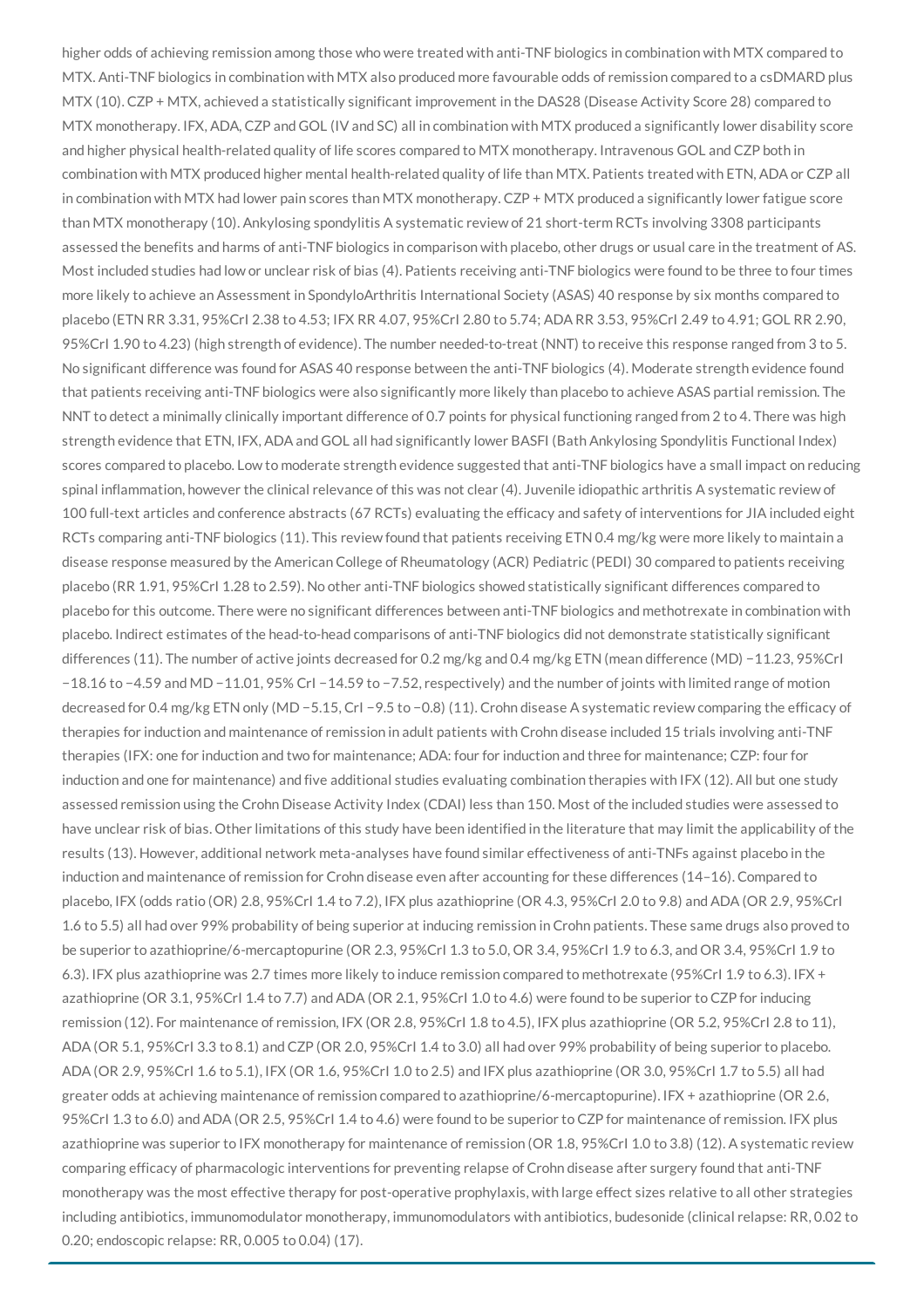higher odds of achieving remission among those who were treated with anti-TNF biologics in combination with MTX compared to MTX. Anti-TNF biologics in combination with MTX also produced more favourable odds of remission compared to a csDMARD plus MTX (10). CZP + MTX, achieved a statistically significant improvement in the DAS28 (Disease Activity Score 28) compared to MTX monotherapy. IFX, ADA, CZP and GOL (IV and SC) all in combination with MTX produced a significantly lower disability score and higher physical health-related quality of life scores compared to MTX monotherapy. Intravenous GOL and CZP both in combination with MTX produced higher mental health-related quality of life than MTX. Patients treated with ETN, ADA or CZP all in combination with MTX had lower pain scores than MTX monotherapy. CZP + MTX produced a significantly lower fatigue score than MTX monotherapy (10). Ankylosing spondylitis A systematic review of 21 short-term RCTs involving 3308 participants assessed the benefits and harms of anti-TNF biologics in comparison with placebo, other drugs or usual care in the treatment of AS. Most included studies had low or unclear risk of bias (4). Patients receiving anti-TNF biologics were found to be three to four times more likely to achieve an Assessment in SpondyloArthritis International Society (ASAS) 40 response by six months compared to placebo (ETN RR 3.31, 95%CrI 2.38 to 4.53; IFX RR 4.07, 95%CrI 2.80 to 5.74; ADA RR 3.53, 95%CrI 2.49 to 4.91; GOL RR 2.90, 95%CrI 1.90 to 4.23) (high strength of evidence). The number needed-to-treat (NNT) to receive this response ranged from 3 to 5. No significant difference was found for ASAS 40 response between the anti-TNF biologics (4). Moderate strength evidence found that patients receiving anti-TNF biologics were also significantly more likely than placebo to achieve ASAS partial remission. The NNT to detect a minimally clinically important difference of 0.7 points for physical functioning ranged from 2 to 4. There was high strength evidence that ETN, IFX, ADA and GOL all had significantly lower BASFI (Bath Ankylosing Spondylitis Functional Index) scores compared to placebo. Low to moderate strength evidence suggested that anti-TNF biologics have a small impact on reducing spinal inflammation, however the clinical relevance of this was not clear (4). Juvenile idiopathic arthritis A systematic review of 100 full-text articles and conference abstracts (67 RCTs) evaluating the efficacy and safety of interventions for JIA included eight RCTs comparing anti-TNF biologics (11). This review found that patients receiving ETN 0.4 mg/kg were more likely to maintain a disease response measured by the American College of Rheumatology (ACR) Pediatric (PEDI) 30 compared to patients receiving placebo (RR 1.91, 95%CrI 1.28 to 2.59). No other anti-TNF biologics showed statistically significant differences compared to placebo for this outcome. There were no significant differences between anti-TNF biologics and methotrexate in combination with placebo. Indirect estimates of the head-to-head comparisons of anti-TNF biologics did not demonstrate statistically significant differences (11). The number of active joints decreased for 0.2 mg/kg and 0.4 mg/kg ETN (mean difference (MD) −11.23, 95%CrI −18.16 to −4.59 and MD −11.01, 95% CrI −14.59 to −7.52, respectively) and the number of joints with limited range of motion decreased for 0.4 mg/kg ETN only (MD −5.15, CrI −9.5 to −0.8) (11). Crohn disease A systematic review comparing the efficacy of therapies for induction and maintenance of remission in adult patients with Crohn disease included 15 trials involving anti-TNF therapies (IFX: one for induction and two for maintenance; ADA: four for induction and three for maintenance; CZP: four for induction and one for maintenance) and five additional studies evaluating combination therapies with IFX (12). All but one study assessed remission using the Crohn Disease Activity Index (CDAI) less than 150. Most of the included studies were assessed to have unclear risk of bias. Other limitations of this study have been identified in the literature that may limit the applicability of the results (13). However, additional network meta-analyses have found similar effectiveness of anti-TNFs against placebo in the induction and maintenance of remission for Crohn disease even after accounting for these differences (14–16). Compared to placebo, IFX (odds ratio (OR) 2.8, 95%CrI 1.4 to 7.2), IFX plus azathioprine (OR 4.3, 95%CrI 2.0 to 9.8) and ADA (OR 2.9, 95%CrI 1.6 to 5.5) all had over 99% probability of being superior at inducing remission in Crohn patients. These same drugs also proved to be superior to azathioprine/6-mercaptopurine (OR 2.3, 95%CrI 1.3 to 5.0, OR 3.4, 95%CrI 1.9 to 6.3, and OR 3.4, 95%CrI 1.9 to 6.3). IFX plus azathioprine was 2.7 times more likely to induce remission compared to methotrexate (95%CrI 1.9 to 6.3). IFX + azathioprine (OR 3.1, 95%CrI 1.4 to 7.7) and ADA (OR 2.1, 95%CrI 1.0 to 4.6) were found to be superior to CZP for inducing remission (12). For maintenance of remission, IFX (OR 2.8, 95%CrI 1.8 to 4.5), IFX plus azathioprine (OR 5.2, 95%CrI 2.8 to 11), ADA (OR 5.1, 95%CrI 3.3 to 8.1) and CZP (OR 2.0, 95%CrI 1.4 to 3.0) all had over 99% probability of being superior to placebo. ADA (OR 2.9, 95%CrI 1.6 to 5.1), IFX (OR 1.6, 95%CrI 1.0 to 2.5) and IFX plus azathioprine (OR 3.0, 95%CrI 1.7 to 5.5) all had greater odds at achieving maintenance of remission compared to azathioprine/6-mercaptopurine). IFX + azathioprine (OR 2.6, 95%CrI 1.3 to 6.0) and ADA (OR 2.5, 95%CrI 1.4 to 4.6) were found to be superior to CZP for maintenance of remission. IFX plus azathioprine was superior to IFX monotherapy for maintenance of remission (OR 1.8, 95%CrI 1.0 to 3.8) (12). A systematic review comparing efficacy of pharmacologic interventions for preventing relapse of Crohn disease after surgery found that anti-TNF monotherapy was the most effective therapy for post-operative prophylaxis, with large effect sizes relative to all other strategies including antibiotics, immunomodulator monotherapy, immunomodulators with antibiotics, budesonide (clinical relapse: RR, 0.02 to 0.20; endoscopic relapse: RR, 0.005 to 0.04) (17).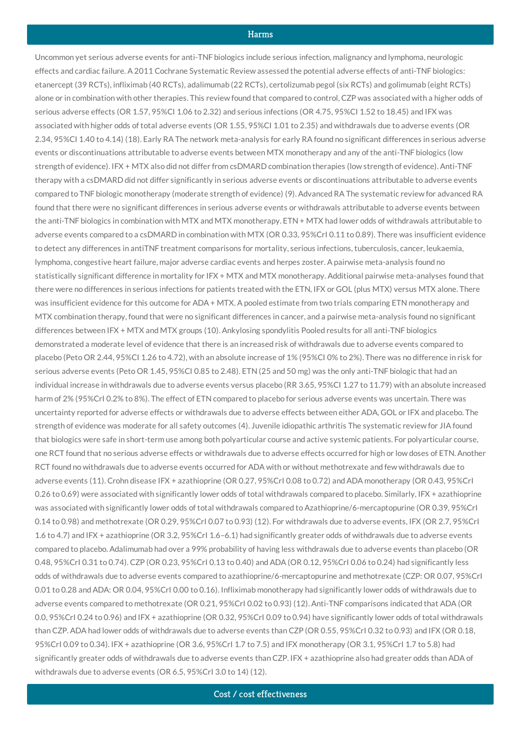## Harms

Uncommon yet serious adverse events for anti-TNF biologics include serious infection, malignancy and lymphoma, neurologic effects and cardiac failure. A 2011 Cochrane Systematic Review assessed the potential adverse effects of anti-TNF biologics: etanercept (39 RCTs), infliximab (40 RCTs), adalimumab (22 RCTs), certolizumab pegol (six RCTs) and golimumab (eight RCTs) alone or in combination with other therapies. This review found that compared to control, CZP was associated with a higher odds of serious adverse effects (OR 1.57, 95%CI 1.06 to 2.32) and serious infections (OR 4.75, 95%CI 1.52 to 18.45) and IFX was associated with higher odds of total adverse events (OR 1.55, 95%CI 1.01 to 2.35) and withdrawals due to adverse events (OR 2.34, 95%CI 1.40 to 4.14) (18). Early RA The network meta-analysis for early RA found no significant differences in serious adverse events or discontinuations attributable to adverse events between MTX monotherapy and any of the anti-TNF biologics (low strength of evidence). IFX + MTX also did not differ from csDMARD combination therapies (low strength of evidence). Anti-TNF therapy with a csDMARD did not differ significantly in serious adverse events or discontinuations attributable to adverse events compared to TNF biologic monotherapy (moderate strength of evidence) (9). Advanced RA The systematic review for advanced RA found that there were no significant differences in serious adverse events or withdrawals attributable to adverse events between the anti-TNF biologics in combination with MTX and MTX monotherapy. ETN + MTX had lower odds of withdrawals attributable to adverse events compared to a csDMARD in combination with MTX (OR 0.33, 95%CrI 0.11 to 0.89). There was insufficient evidence to detect any differences in antiTNF treatment comparisons for mortality, serious infections, tuberculosis, cancer, leukaemia, lymphoma, congestive heart failure, major adverse cardiac events and herpes zoster. A pairwise meta-analysis found no statistically significant difference in mortality for IFX + MTX and MTX monotherapy. Additional pairwise meta-analyses found that there were no differences in serious infections for patients treated with the ETN, IFX or GOL (plus MTX) versus MTX alone. There was insufficient evidence for this outcome for ADA + MTX. A pooled estimate from two trials comparing ETN monotherapy and MTX combination therapy, found that were no significant differences in cancer, and a pairwise meta-analysis found no significant differences between IFX + MTX and MTX groups (10). Ankylosing spondylitis Pooled results for all anti-TNF biologics demonstrated a moderate level of evidence that there is an increased risk of withdrawals due to adverse events compared to placebo (Peto OR 2.44, 95%CI 1.26 to 4.72), with an absolute increase of 1% (95%CI 0% to 2%). There was no difference in risk for serious adverse events (Peto OR 1.45, 95%CI 0.85 to 2.48). ETN (25 and 50 mg) was the only anti-TNF biologic that had an individual increase in withdrawals due to adverse events versus placebo (RR 3.65, 95%CI 1.27 to 11.79) with an absolute increased harm of 2% (95%CrI 0.2% to 8%). The effect of ETN compared to placebo for serious adverse events was uncertain. There was uncertainty reported for adverse effects or withdrawals due to adverse effects between either ADA, GOL or IFX and placebo. The strength of evidence was moderate for all safety outcomes (4). Juvenile idiopathic arthritis The systematic review for JIA found that biologics were safe in short-term use among both polyarticular course and active systemic patients. For polyarticular course, one RCT found that no serious adverse effects or withdrawals due to adverse effects occurred for high or low doses of ETN. Another RCT found no withdrawals due to adverse events occurred for ADA with or without methotrexate and few withdrawals due to adverse events (11). Crohn disease IFX + azathioprine (OR 0.27, 95%CrI 0.08 to 0.72) and ADA monotherapy (OR 0.43, 95%CrI 0.26 to 0.69) were associated with significantly lower odds of total withdrawals compared to placebo. Similarly, IFX + azathioprine was associated with significantly lower odds of total withdrawals compared to Azathioprine/6-mercaptopurine (OR 0.39, 95%CrI 0.14 to 0.98) and methothrexate (OR 0.29, 95%CrI 0.07 to 0.93) (12). For withdrawals due to adverse events, IFX (OR 2.7, 95%CrI 1.6 to 4.7) and IFX + azathioprine (OR 3.2, 95%CrI 1.6–6.1) had significantly greater odds of withdrawals due to adverse events compared to placebo. Adalimumab had over a 99% probability of having less withdrawals due to adverse events than placebo (OR 0.48, 95%CrI 0.31 to 0.74). CZP (OR 0.23, 95%CrI 0.13 to 0.40) and ADA (OR 0.12, 95%CrI 0.06 to 0.24) had significantly less odds of withdrawals due to adverse events compared to azathioprine/6-mercaptopurine and methotrexate (CZP: OR 0.07, 95%CrI 0.01 to 0.28 and ADA: OR 0.04, 95%CrI 0.00 to 0.16). Infliximab monotherapy had significantly lower odds of withdrawals due to adverse events compared to methotrexate (OR 0.21, 95%CrI 0.02 to 0.93) (12). Anti-TNF comparisons indicated that ADA (OR 0.0, 95%CrI 0.24 to 0.96) and IFX + azathioprine (OR 0.32, 95%CrI 0.09 to 0.94) have significantly lower odds of total withdrawals than CZP. ADA had lower odds of withdrawals due to adverse events than CZP (OR 0.55, 95%CrI 0.32 to 0.93) and IFX (OR 0.18, 95%CrI 0.09 to 0.34). IFX + azathioprine (OR 3.6, 95%CrI 1.7 to 7.5) and IFX monotherapy (OR 3.1, 95%CrI 1.7 to 5.8) had significantly greater odds of withdrawals due to adverse events than CZP. IFX + azathioprine also had greater odds than ADA of withdrawals due to adverse events (OR 6.5, 95%CrI 3.0 to 14) (12).

## Cost / cost effectiveness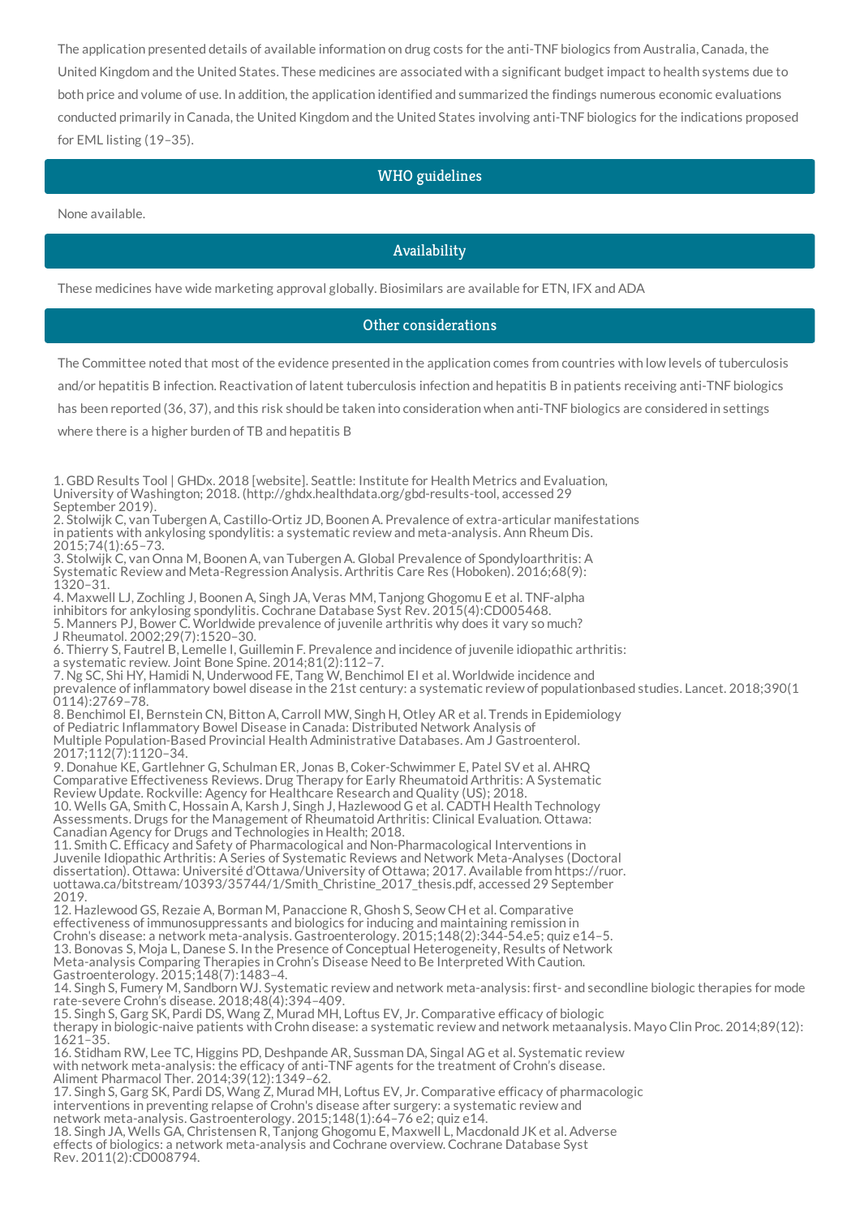The application presented details of available information on drug costs for the anti-TNF biologics from Australia, Canada, the United Kingdom and the United States. These medicines are associated with a significant budget impact to health systems due to both price and volume of use. In addition, the application identified and summarized the findings numerous economic evaluations conducted primarily in Canada, the United Kingdom and the United States involving anti-TNF biologics for the indications proposed for EML listing (19–35).

## WHO guidelines

None available.

## Availability

These medicines have wide marketing approval globally. Biosimilars are available for ETN, IFX and ADA

## Other considerations

The Committee noted that most of the evidence presented in the application comes from countries with low levels of tuberculosis and/or hepatitis B infection. Reactivation of latent tuberculosis infection and hepatitis B in patients receiving anti-TNF biologics has been reported (36, 37), and this risk should be taken into consideration when anti-TNF biologics are considered in settings where there is a higher burden of TB and hepatitis B

1. GBD Results Tool | GHDx. 2018 [website]. Seattle: Institute for Health Metrics and Evaluation, University of Washington; 2018. (http://ghdx.healthdata.org/gbd-results-tool, accessed 29 September 2019).
2. Stolwijk C, van Tubergen A, Castillo-Ortiz JD, Boonen A. Prevalence of extra-articular manifestations in patients with ankylosing spondylitis: a systematic review and meta-analysis. Ann Rheum Dis. 2015;74(1):65–73.
3. Stolwijk C, van Onna M, Boonen A, van Tubergen A. Global Prevalence of Spondyloarthritis: A Systematic Review and Meta-Regression Analysis. Arthritis Care Res (Hoboken). 2016;68(9): 1320–31.
4. Maxwell LJ, Zochling J, Boonen A, Singh JA, Veras MM, Tanjong Ghogomu E et al. TNF-alpha inhibitors for ankylosing spondylitis. Cochrane Database Syst Rev. 2015(4):CD005468.
5. Manners PJ, Bower C. Worldwide prevalence of juvenile arthritis why does it vary so much? J Rheumatol. 2002;29(7):1520–30.
6. Thierry S, Fautrel B, Lemelle I, Guillemin F. Prevalence and incidence of juvenile idiopathic arthritis: a systematic review. Joint Bone Spine. 2014;81(2):112–7.
7. Ng SC, Shi HY, Hamidi N, Underwood FE, Tang W, Benchimol EI et al. Worldwide incidence and prevalence of inflammatory bowel disease in the 21st century: a systematic review of populationbased studies. Lancet. 2018;390(10114):2769–78.
8. Benchimol EI, Bernstein CN, Bitton A, Carroll MW, Singh H, Otley AR et al. Trends in Epidemiology of Pediatric Inflammatory Bowel Disease in Canada: Distributed Network Analysis of Multiple Population-Based Provincial Health Administrative Databases. Am J Gastroenterol. 2017;112(7):1120–34.
9. Donahue KE, Gartlehner G, Schulman ER, Jonas B, Coker-Schwimmer E, Patel SV et al. AHRQ Comparative Effectiveness Reviews. Drug Therapy for Early Rheumatoid Arthritis: A Systematic Review Update. Rockville: Agency for Healthcare Research and Quality (US); 2018.
10. Wells GA, Smith C, Hossain A, Karsh J, Singh J, Hazlewood G et al. CADTH Health Technology Assessments. Drugs for the Management of Rheumatoid Arthritis: Clinical Evaluation. Ottawa: Canadian Agency for Drugs and Technologies in Health; 2018.
11. Smith C. Efficacy and Safety of Pharmacological and Non-Pharmacological Interventions in Juvenile Idiopathic Arthritis: A Series of Systematic Reviews and Network Meta-Analyses (Doctoral dissertation). Ottawa: Université d'Ottawa/University of Ottawa; 2017. Available from https://ruor.uottawa.ca/bitstream/10393/35744/1/Smith_Christine_2017_thesis.pdf, accessed 29 September 2019.
12. Hazlewood GS, Rezaie A, Borman M, Panaccione R, Ghosh S, Seow CH et al. Comparative effectiveness of immunosuppressants and biologics for inducing and maintaining remission in Crohn's disease: a network meta-analysis. Gastroenterology. 2015;148(2):344-54.e5; quiz e14–5.
13. Bonovas S, Moja L, Danese S. In the Presence of Conceptual Heterogeneity, Results of Network Meta-analysis Comparing Therapies in Crohn's Disease Need to Be Interpreted With Caution. Gastroenterology. 2015;148(7):1483–4.
14. Singh S, Fumery M, Sandborn WJ. Systematic review and network meta-analysis: first- and secondline biologic therapies for moderate-severe Crohn's disease. 2018;48(4):394–409.
15. Singh S, Garg SK, Pardi DS, Wang Z, Murad MH, Loftus EV, Jr. Comparative efficacy of biologic therapy in biologic-naive patients with Crohn disease: a systematic review and network metaanalysis. Mayo Clin Proc. 2014;89(12): 1621–35.
16. Stidham RW, Lee TC, Higgins PD, Deshpande AR, Sussman DA, Singal AG et al. Systematic review with network meta-analysis: the efficacy of anti-TNF agents for the treatment of Crohn's disease. Aliment Pharmacol Ther. 2014;39(12):1349–62.
17. Singh S, Garg SK, Pardi DS, Wang Z, Murad MH, Loftus EV, Jr. Comparative efficacy of pharmacologic interventions in preventing relapse of Crohn's disease after surgery: a systematic review and network meta-analysis. Gastroenterology. 2015;148(1):64–76 e2; quiz e14.
18. Singh JA, Wells GA, Christensen R, Tanjong Ghogomu E, Maxwell L, Macdonald JK et al. Adverse effects of biologics: a network meta-analysis and Cochrane overview. Cochrane Database Syst Rev. 2011(2):CD008794.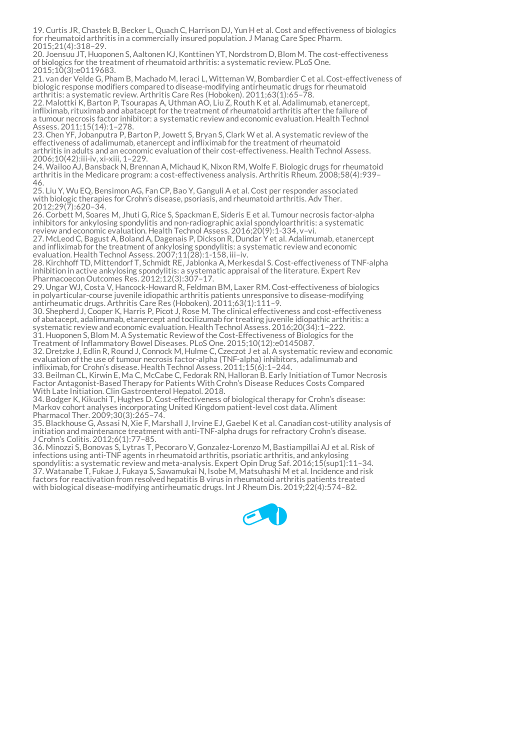19. Curtis JR, Chastek B, Becker L, Quach C, Harrison DJ, Yun H et al. Cost and effectiveness of biologics for rheumatoid arthritis in a commercially insured population. J Manag Care Spec Pharm. 2015;21(4):318–29.

20. Joensuu JT, Huoponen S, Aaltonen KJ, Konttinen YT, Nordstrom D, Blom M. The cost-effectiveness of biologics for the treatment of rheumatoid arthritis: a systematic review. PLoS One. 2015;10(3):e0119683.

21. van der Velde G, Pham B, Machado M, Ieraci L, Witteman W, Bombardier C et al. Cost-effectiveness of biologic response modifiers compared to disease-modifying antirheumatic drugs for rheumatoid arthritis: a systematic review. Arthritis Care Res (Hoboken). 2011;63(1):65–78.

22. Malottki K, Barton P, Tsourapas A, Uthman AO, Liu Z, Routh K et al. Adalimumab, etanercept, infliximab, rituximab and abatacept for the treatment of rheumatoid arthritis after the failure of a tumour necrosis factor inhibitor: a systematic review and economic evaluation. Health Technol Assess. 2011;15(14):1–278.

23. Chen YF, Jobanputra P, Barton P, Jowett S, Bryan S, Clark W et al. A systematic review of the effectiveness of adalimumab, etanercept and infliximab for the treatment of rheumatoid arthritis in adults and an economic evaluation of their cost-effectiveness. Health Technol Assess. 2006;10(42):iii-iv, xi-xiii, 1–229.

24. Wailoo AJ, Bansback N, Brennan A, Michaud K, Nixon RM, Wolfe F. Biologic drugs for rheumatoid arthritis in the Medicare program: a cost-effectiveness analysis. Arthritis Rheum. 2008;58(4):939–46.

25. Liu Y, Wu EQ, Bensimon AG, Fan CP, Bao Y, Ganguli A et al. Cost per responder associated with biologic therapies for Crohn's disease, psoriasis, and rheumatoid arthritis. Adv Ther. 2012;29(7):620–34.

26. Corbett M, Soares M, Jhuti G, Rice S, Spackman E, Sideris E et al. Tumour necrosis factor-alpha inhibitors for ankylosing spondylitis and non-radiographic axial spondyloarthritis: a systematic review and economic evaluation. Health Technol Assess. 2016;20(9):1-334, v–vi.

27. McLeod C, Bagust A, Boland A, Dagenais P, Dickson R, Dundar Y et al. Adalimumab, etanercept and infliximab for the treatment of ankylosing spondylitis: a systematic review and economic evaluation. Health Technol Assess. 2007;11(28):1-158, iii–iv.

28. Kirchhoff TD, Mittendorf T, Schmidt RE, Jablonka A, Merkesdal S. Cost-effectiveness of TNF-alpha inhibition in active ankylosing spondylitis: a systematic appraisal of the literature. Expert Rev Pharmacoecon Outcomes Res. 2012;12(3):307–17.

29. Ungar WJ, Costa V, Hancock-Howard R, Feldman BM, Laxer RM. Cost-effectiveness of biologics in polyarticular-course juvenile idiopathic arthritis patients unresponsive to disease-modifying antirheumatic drugs. Arthritis Care Res (Hoboken). 2011;63(1):111–9.

30. Shepherd J, Cooper K, Harris P, Picot J, Rose M. The clinical effectiveness and cost-effectiveness of abatacept, adalimumab, etanercept and tocilizumab for treating juvenile idiopathic arthritis: a systematic review and economic evaluation. Health Technol Assess. 2016;20(34):1–222.

31. Huoponen S, Blom M. A Systematic Review of the Cost-Effectiveness of Biologics for the Treatment of Inflammatory Bowel Diseases. PLoS One. 2015;10(12):e0145087.

32. Dretzke J, Edlin R, Round J, Connock M, Hulme C, Czeczot J et al. A systematic review and economic evaluation of the use of tumour necrosis factor-alpha (TNF-alpha) inhibitors, adalimumab and infliximab, for Crohn's disease. Health Technol Assess. 2011;15(6):1–244.

33. Beilman CL, Kirwin E, Ma C, McCabe C, Fedorak RN, Halloran B. Early Initiation of Tumor Necrosis Factor Antagonist-Based Therapy for Patients With Crohn's Disease Reduces Costs Compared With Late Initiation. Clin Gastroenterol Hepatol. 2018.

34. Bodger K, Kikuchi T, Hughes D. Cost-effectiveness of biological therapy for Crohn's disease: Markov cohort analyses incorporating United Kingdom patient-level cost data. Aliment Pharmacol Ther. 2009;30(3):265–74.

35. Blackhouse G, Assasi N, Xie F, Marshall J, Irvine EJ, Gaebel K et al. Canadian cost-utility analysis of initiation and maintenance treatment with anti-TNF-alpha drugs for refractory Crohn's disease. J Crohn's Colitis. 2012;6(1):77–85.

36. Minozzi S, Bonovas S, Lytras T, Pecoraro V, Gonzalez-Lorenzo M, Bastiampillai AJ et al. Risk of infections using anti-TNF agents in rheumatoid arthritis, psoriatic arthritis, and ankylosing spondylitis: a systematic review and meta-analysis. Expert Opin Drug Saf. 2016;15(sup1):11–34.

37. Watanabe T, Fukae J, Fukaya S, Sawamukai N, Isobe M, Matsuhashi M et al. Incidence and risk factors for reactivation from resolved hepatitis B virus in rheumatoid arthritis patients treated with biological disease-modifying antirheumatic drugs. Int J Rheum Dis. 2019;22(4):574–82.